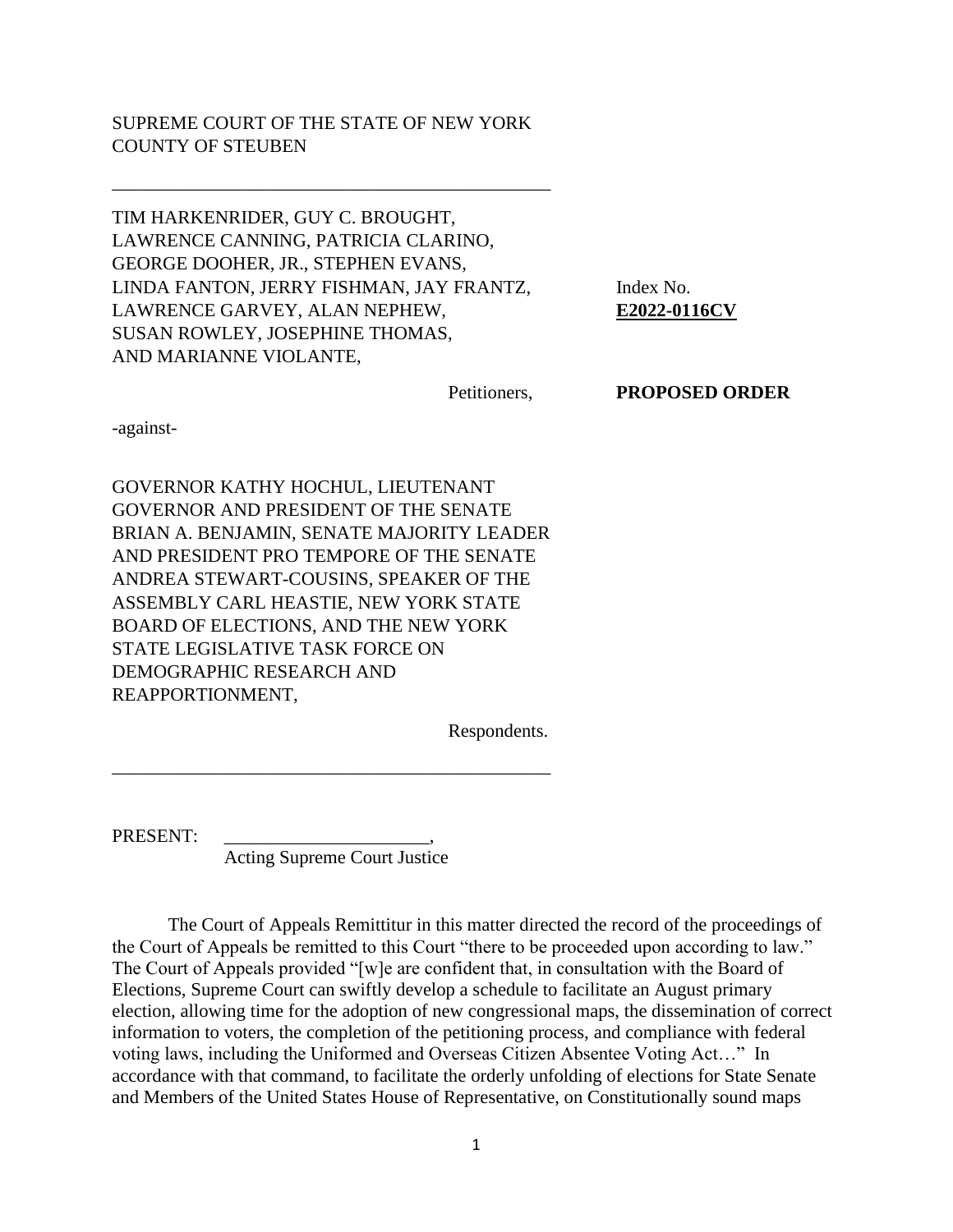SUPREME COURT OF THE STATE OF NEW YORK
COUNTY OF STEUBEN

---

TIM HARKENRIDER, GUY C. BROUGHT, LAWRENCE CANNING, PATRICIA CLARINO, GEORGE DOOHER, JR., STEPHEN EVANS, LINDA FANTON, JERRY FISHMAN, JAY FRANTZ, LAWRENCE GARVEY, ALAN NEPHEW, SUSAN ROWLEY, JOSEPHINE THOMAS, AND MARIANNE VIOLANTE,

Petitioners,

-against-

GOVERNOR KATHY HOCHUL, LIEUTENANT GOVERNOR AND PRESIDENT OF THE SENATE BRIAN A. BENJAMIN, SENATE MAJORITY LEADER AND PRESIDENT PRO TEMPORE OF THE SENATE ANDREA STEWART-COUSINS, SPEAKER OF THE ASSEMBLY CARL HEASTIE, NEW YORK STATE BOARD OF ELECTIONS, AND THE NEW YORK STATE LEGISLATIVE TASK FORCE ON DEMOGRAPHIC RESEARCH AND REAPPORTIONMENT,

Respondents.

---

Index No. **E2022-0116CV**

**PROPOSED ORDER**

PRESENT: \_\_\_\_\_\_\_\_\_\_\_\_\_\_\_\_\_\_\_\_\_\_,
Acting Supreme Court Justice

The Court of Appeals Remittitur in this matter directed the record of the proceedings of the Court of Appeals be remitted to this Court "there to be proceeded upon according to law." The Court of Appeals provided "[w]e are confident that, in consultation with the Board of Elections, Supreme Court can swiftly develop a schedule to facilitate an August primary election, allowing time for the adoption of new congressional maps, the dissemination of correct information to voters, the completion of the petitioning process, and compliance with federal voting laws, including the Uniformed and Overseas Citizen Absentee Voting Act…" In accordance with that command, to facilitate the orderly unfolding of elections for State Senate and Members of the United States House of Representative, on Constitutionally sound maps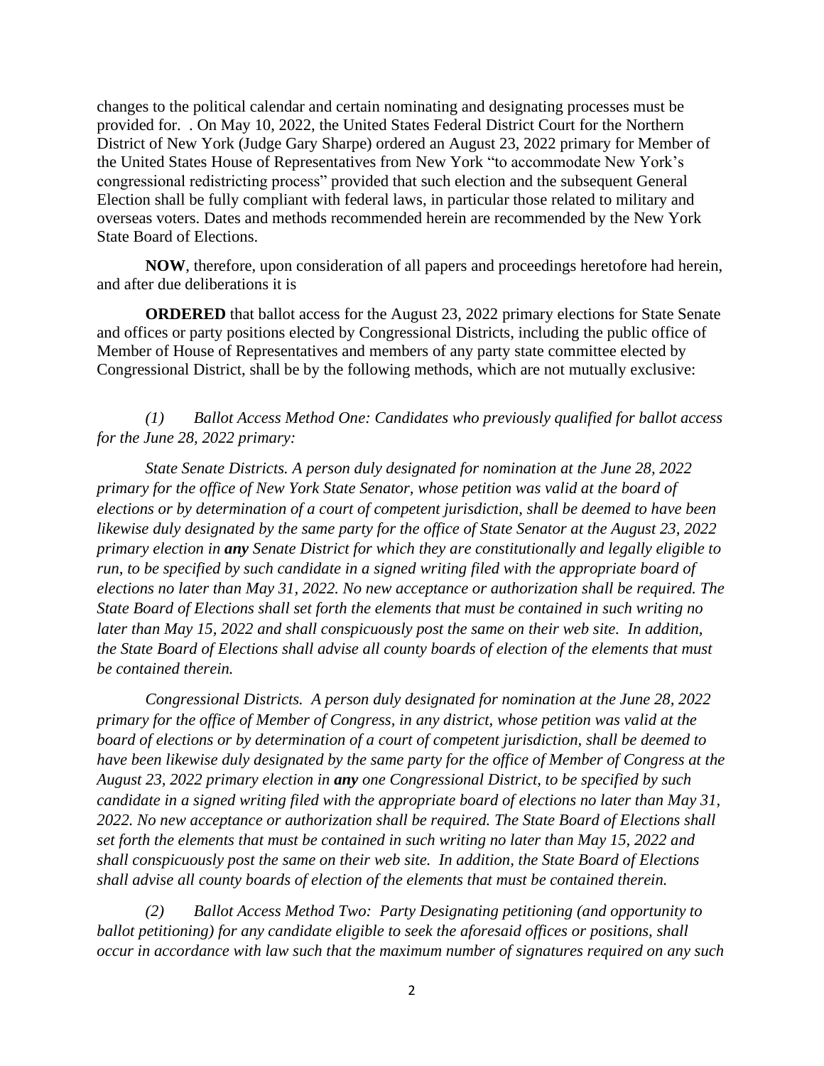changes to the political calendar and certain nominating and designating processes must be provided for. . On May 10, 2022, the United States Federal District Court for the Northern District of New York (Judge Gary Sharpe) ordered an August 23, 2022 primary for Member of the United States House of Representatives from New York "to accommodate New York's congressional redistricting process" provided that such election and the subsequent General Election shall be fully compliant with federal laws, in particular those related to military and overseas voters. Dates and methods recommended herein are recommended by the New York State Board of Elections.

**NOW**, therefore, upon consideration of all papers and proceedings heretofore had herein, and after due deliberations it is

**ORDERED** that ballot access for the August 23, 2022 primary elections for State Senate and offices or party positions elected by Congressional Districts, including the public office of Member of House of Representatives and members of any party state committee elected by Congressional District, shall be by the following methods, which are not mutually exclusive:

*(1) Ballot Access Method One: Candidates who previously qualified for ballot access for the June 28, 2022 primary:*

*State Senate Districts. A person duly designated for nomination at the June 28, 2022 primary for the office of New York State Senator, whose petition was valid at the board of elections or by determination of a court of competent jurisdiction, shall be deemed to have been likewise duly designated by the same party for the office of State Senator at the August 23, 2022 primary election in* ***any*** *Senate District for which they are constitutionally and legally eligible to run, to be specified by such candidate in a signed writing filed with the appropriate board of elections no later than May 31, 2022. No new acceptance or authorization shall be required. The State Board of Elections shall set forth the elements that must be contained in such writing no later than May 15, 2022 and shall conspicuously post the same on their web site. In addition, the State Board of Elections shall advise all county boards of election of the elements that must be contained therein.*

*Congressional Districts. A person duly designated for nomination at the June 28, 2022 primary for the office of Member of Congress, in any district, whose petition was valid at the board of elections or by determination of a court of competent jurisdiction, shall be deemed to have been likewise duly designated by the same party for the office of Member of Congress at the August 23, 2022 primary election in* ***any*** *one Congressional District, to be specified by such candidate in a signed writing filed with the appropriate board of elections no later than May 31, 2022. No new acceptance or authorization shall be required. The State Board of Elections shall set forth the elements that must be contained in such writing no later than May 15, 2022 and shall conspicuously post the same on their web site. In addition, the State Board of Elections shall advise all county boards of election of the elements that must be contained therein.*

*(2) Ballot Access Method Two: Party Designating petitioning (and opportunity to ballot petitioning) for any candidate eligible to seek the aforesaid offices or positions, shall occur in accordance with law such that the maximum number of signatures required on any such*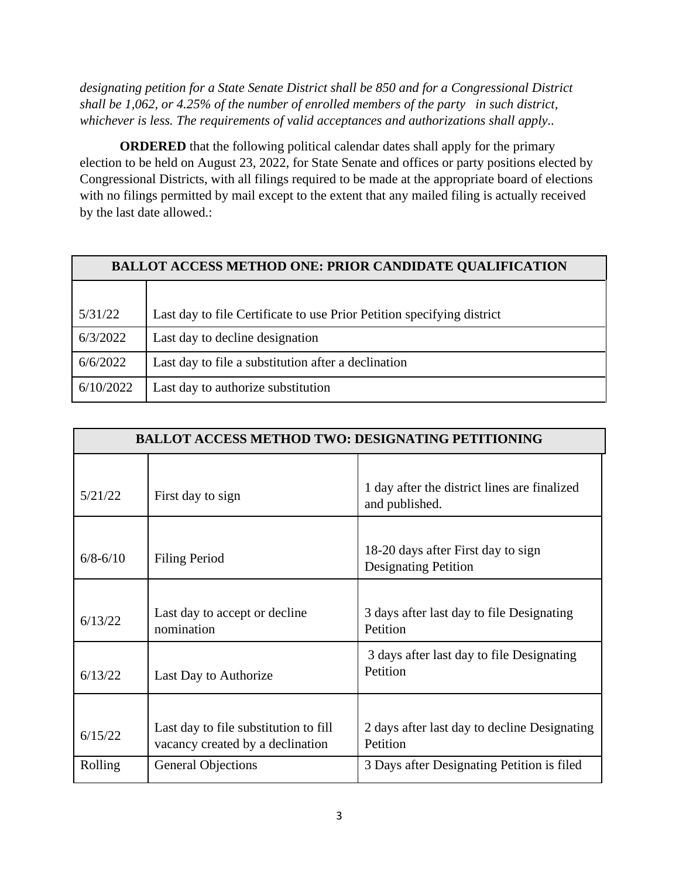*designating petition for a State Senate District shall be 850 and for a Congressional District shall be 1,062, or 4.25% of the number of enrolled members of the party in such district, whichever is less. The requirements of valid acceptances and authorizations shall apply..*

**ORDERED** that the following political calendar dates shall apply for the primary election to be held on August 23, 2022, for State Senate and offices or party positions elected by Congressional Districts, with all filings required to be made at the appropriate board of elections with no filings permitted by mail except to the extent that any mailed filing is actually received by the last date allowed.:

| BALLOT ACCESS METHOD ONE: PRIOR CANDIDATE QUALIFICATION | |
|---|---|
| 5/31/22 | Last day to file Certificate to use Prior Petition specifying district |
| 6/3/2022 | Last day to decline designation |
| 6/6/2022 | Last day to file a substitution after a declination |
| 6/10/2022 | Last day to authorize substitution |

| BALLOT ACCESS METHOD TWO: DESIGNATING PETITIONING | | |
|---|---|---|
| 5/21/22 | First day to sign | 1 day after the district lines are finalized and published. |
| 6/8-6/10 | Filing Period | 18-20 days after First day to sign Designating Petition |
| 6/13/22 | Last day to accept or decline nomination | 3 days after last day to file Designating Petition |
| 6/13/22 | Last Day to Authorize | 3 days after last day to file Designating Petition |
| 6/15/22 | Last day to file substitution to fill vacancy created by a declination | 2 days after last day to decline Designating Petition |
| Rolling | General Objections | 3 Days after Designating Petition is filed |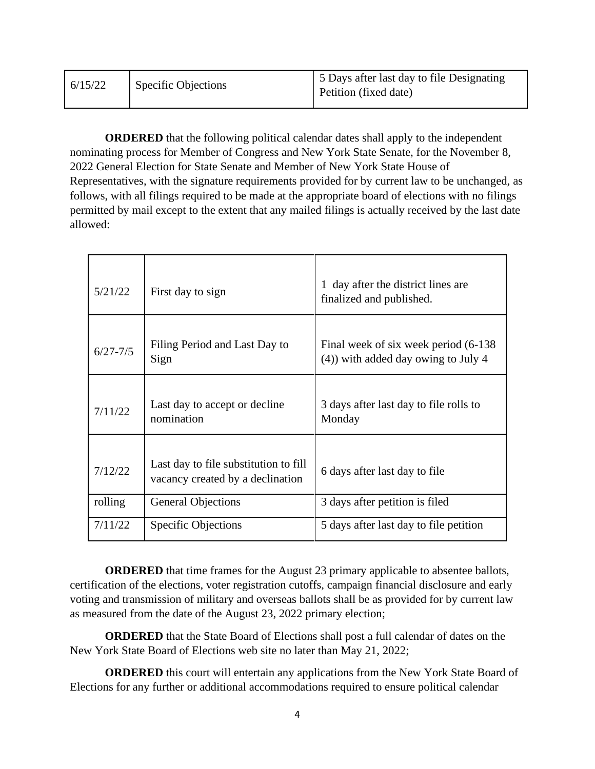| 6/15/22 | Specific Objections | 5 Days after last day to file Designating Petition (fixed date) |
|---|---|---|

**ORDERED** that the following political calendar dates shall apply to the independent nominating process for Member of Congress and New York State Senate, for the November 8, 2022 General Election for State Senate and Member of New York State House of Representatives, with the signature requirements provided for by current law to be unchanged, as follows, with all filings required to be made at the appropriate board of elections with no filings permitted by mail except to the extent that any mailed filings is actually received by the last date allowed:

| 5/21/22 | First day to sign | 1 day after the district lines are finalized and published. |
|---|---|---|
| 6/27-7/5 | Filing Period and Last Day to Sign | Final week of six week period (6-138 (4)) with added day owing to July 4 |
| 7/11/22 | Last day to accept or decline nomination | 3 days after last day to file rolls to Monday |
| 7/12/22 | Last day to file substitution to fill vacancy created by a declination | 6 days after last day to file |
| rolling | General Objections | 3 days after petition is filed |
| 7/11/22 | Specific Objections | 5 days after last day to file petition |

**ORDERED** that time frames for the August 23 primary applicable to absentee ballots, certification of the elections, voter registration cutoffs, campaign financial disclosure and early voting and transmission of military and overseas ballots shall be as provided for by current law as measured from the date of the August 23, 2022 primary election;

**ORDERED** that the State Board of Elections shall post a full calendar of dates on the New York State Board of Elections web site no later than May 21, 2022;

**ORDERED** this court will entertain any applications from the New York State Board of Elections for any further or additional accommodations required to ensure political calendar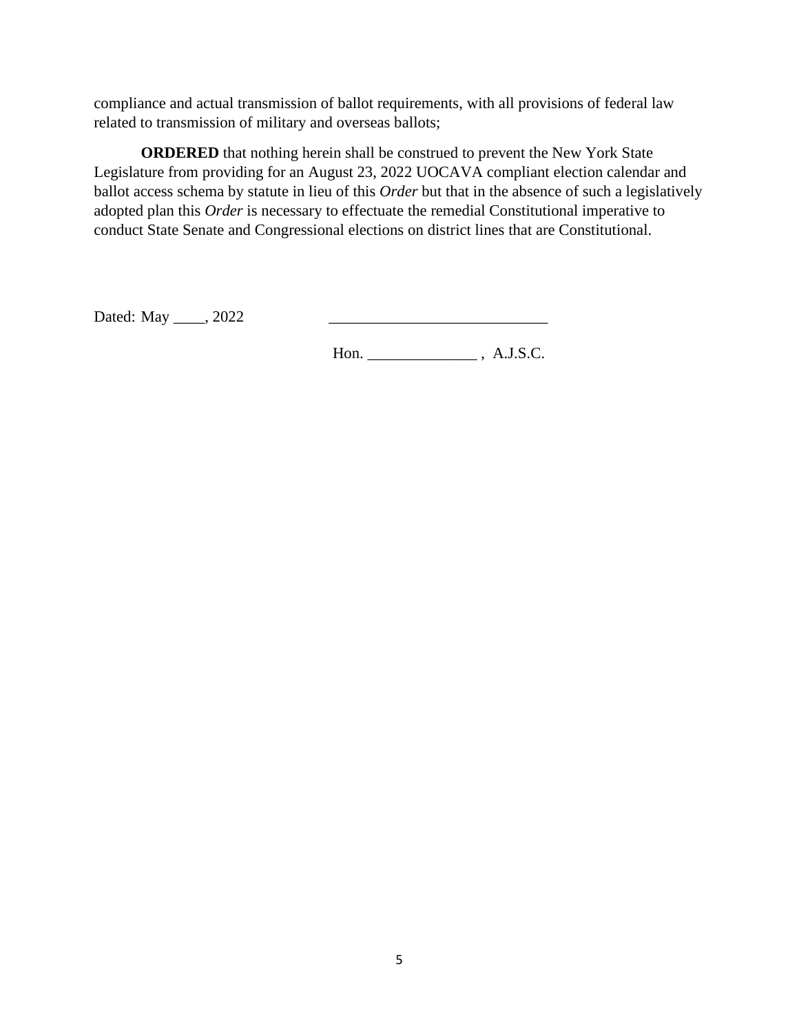compliance and actual transmission of ballot requirements, with all provisions of federal law related to transmission of military and overseas ballots;

**ORDERED** that nothing herein shall be construed to prevent the New York State Legislature from providing for an August 23, 2022 UOCAVA compliant election calendar and ballot access schema by statute in lieu of this *Order* but that in the absence of such a legislatively adopted plan this *Order* is necessary to effectuate the remedial Constitutional imperative to conduct State Senate and Congressional elections on district lines that are Constitutional.

Dated: May ____, 2022

____________________________

Hon. ______________ , A.J.S.C.